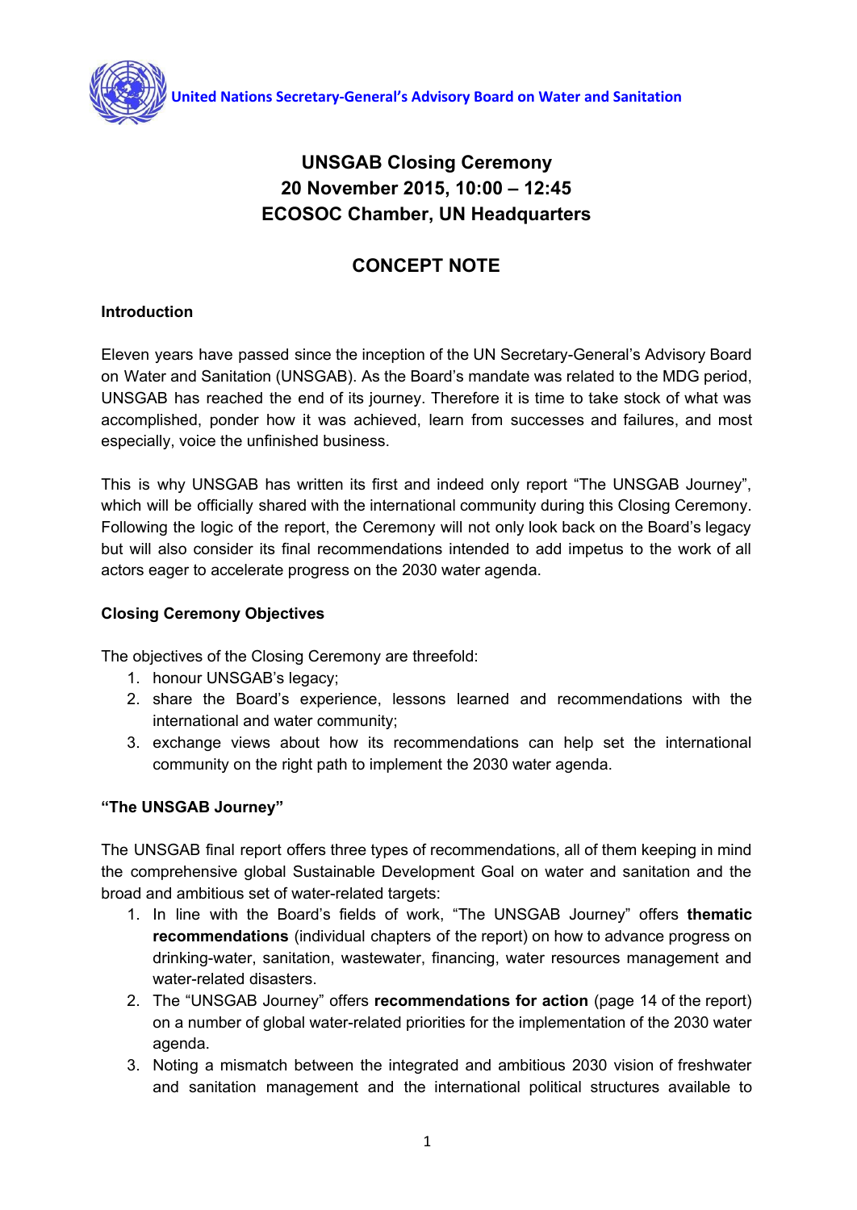United Nations Secretary-General's Advisory Board on Water and Sanitation

# UNSGAB Closing Ceremony
# 20 November 2015, 10:00 – 12:45
# ECOSOC Chamber, UN Headquarters

## CONCEPT NOTE

### Introduction

Eleven years have passed since the inception of the UN Secretary-General's Advisory Board on Water and Sanitation (UNSGAB). As the Board's mandate was related to the MDG period, UNSGAB has reached the end of its journey. Therefore it is time to take stock of what was accomplished, ponder how it was achieved, learn from successes and failures, and most especially, voice the unfinished business.

This is why UNSGAB has written its first and indeed only report "The UNSGAB Journey", which will be officially shared with the international community during this Closing Ceremony. Following the logic of the report, the Ceremony will not only look back on the Board's legacy but will also consider its final recommendations intended to add impetus to the work of all actors eager to accelerate progress on the 2030 water agenda.

### Closing Ceremony Objectives

The objectives of the Closing Ceremony are threefold:

1. honour UNSGAB's legacy;
2. share the Board's experience, lessons learned and recommendations with the international and water community;
3. exchange views about how its recommendations can help set the international community on the right path to implement the 2030 water agenda.

### "The UNSGAB Journey"

The UNSGAB final report offers three types of recommendations, all of them keeping in mind the comprehensive global Sustainable Development Goal on water and sanitation and the broad and ambitious set of water-related targets:

1. In line with the Board's fields of work, "The UNSGAB Journey" offers **thematic recommendations** (individual chapters of the report) on how to advance progress on drinking-water, sanitation, wastewater, financing, water resources management and water-related disasters.
2. The "UNSGAB Journey" offers **recommendations for action** (page 14 of the report) on a number of global water-related priorities for the implementation of the 2030 water agenda.
3. Noting a mismatch between the integrated and ambitious 2030 vision of freshwater and sanitation management and the international political structures available to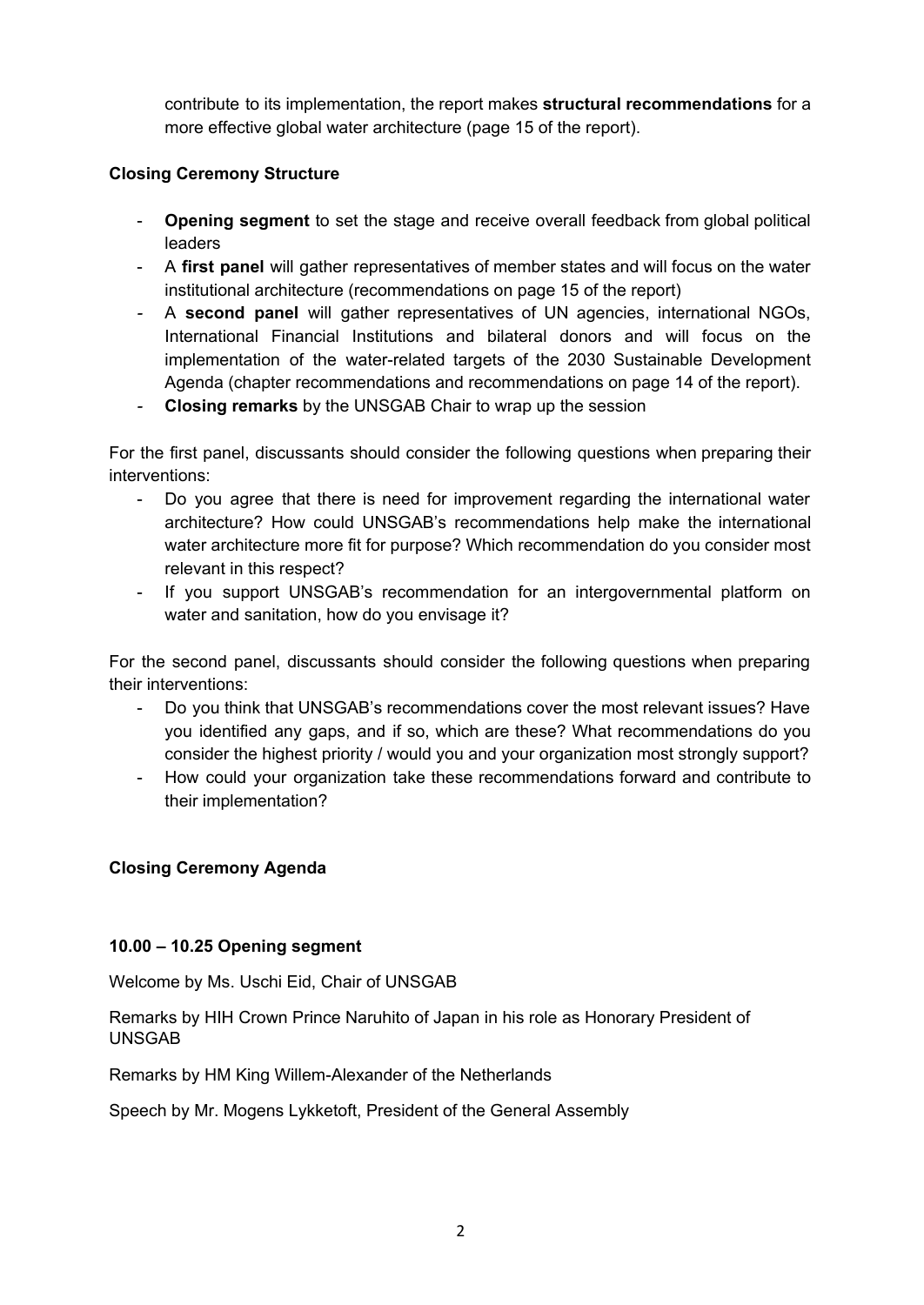contribute to its implementation, the report makes **structural recommendations** for a more effective global water architecture (page 15 of the report).

**Closing Ceremony Structure**

- **Opening segment** to set the stage and receive overall feedback from global political leaders
- A **first panel** will gather representatives of member states and will focus on the water institutional architecture (recommendations on page 15 of the report)
- A **second panel** will gather representatives of UN agencies, international NGOs, International Financial Institutions and bilateral donors and will focus on the implementation of the water-related targets of the 2030 Sustainable Development Agenda (chapter recommendations and recommendations on page 14 of the report).
- **Closing remarks** by the UNSGAB Chair to wrap up the session

For the first panel, discussants should consider the following questions when preparing their interventions:

- Do you agree that there is need for improvement regarding the international water architecture? How could UNSGAB's recommendations help make the international water architecture more fit for purpose? Which recommendation do you consider most relevant in this respect?
- If you support UNSGAB's recommendation for an intergovernmental platform on water and sanitation, how do you envisage it?

For the second panel, discussants should consider the following questions when preparing their interventions:

- Do you think that UNSGAB's recommendations cover the most relevant issues? Have you identified any gaps, and if so, which are these? What recommendations do you consider the highest priority / would you and your organization most strongly support?
- How could your organization take these recommendations forward and contribute to their implementation?

**Closing Ceremony Agenda**

**10.00 – 10.25 Opening segment**

Welcome by Ms. Uschi Eid, Chair of UNSGAB

Remarks by HIH Crown Prince Naruhito of Japan in his role as Honorary President of UNSGAB

Remarks by HM King Willem-Alexander of the Netherlands

Speech by Mr. Mogens Lykketoft, President of the General Assembly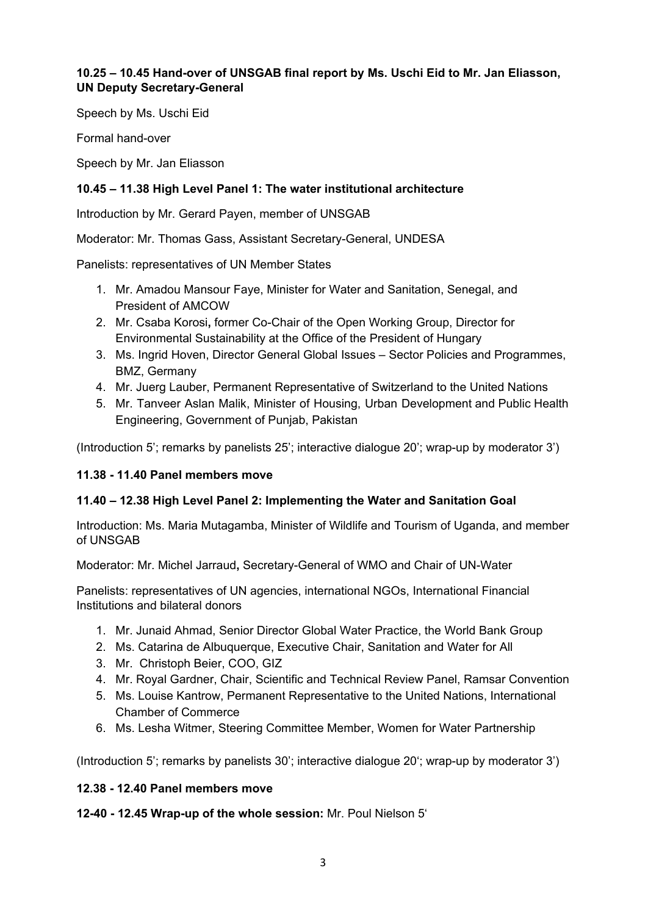**10.25 – 10.45 Hand-over of UNSGAB final report by Ms. Uschi Eid to Mr. Jan Eliasson, UN Deputy Secretary-General**

Speech by Ms. Uschi Eid

Formal hand-over

Speech by Mr. Jan Eliasson

**10.45 – 11.38 High Level Panel 1: The water institutional architecture**

Introduction by Mr. Gerard Payen, member of UNSGAB

Moderator: Mr. Thomas Gass, Assistant Secretary-General, UNDESA

Panelists: representatives of UN Member States

1. Mr. Amadou Mansour Faye, Minister for Water and Sanitation, Senegal, and President of AMCOW
2. Mr. Csaba Korosi**,** former Co-Chair of the Open Working Group, Director for Environmental Sustainability at the Office of the President of Hungary
3. Ms. Ingrid Hoven, Director General Global Issues – Sector Policies and Programmes, BMZ, Germany
4. Mr. Juerg Lauber, Permanent Representative of Switzerland to the United Nations
5. Mr. Tanveer Aslan Malik, Minister of Housing, Urban Development and Public Health Engineering, Government of Punjab, Pakistan

(Introduction 5'; remarks by panelists 25'; interactive dialogue 20'; wrap-up by moderator 3')

**11.38 - 11.40 Panel members move**

**11.40 – 12.38 High Level Panel 2: Implementing the Water and Sanitation Goal**

Introduction: Ms. Maria Mutagamba, Minister of Wildlife and Tourism of Uganda, and member of UNSGAB

Moderator: Mr. Michel Jarraud**,** Secretary-General of WMO and Chair of UN-Water

Panelists: representatives of UN agencies, international NGOs, International Financial Institutions and bilateral donors

1. Mr. Junaid Ahmad, Senior Director Global Water Practice, the World Bank Group
2. Ms. Catarina de Albuquerque, Executive Chair, Sanitation and Water for All
3. Mr. Christoph Beier, COO, GIZ
4. Mr. Royal Gardner, Chair, Scientific and Technical Review Panel, Ramsar Convention
5. Ms. Louise Kantrow, Permanent Representative to the United Nations, International Chamber of Commerce
6. Ms. Lesha Witmer, Steering Committee Member, Women for Water Partnership

(Introduction 5'; remarks by panelists 30'; interactive dialogue 20'; wrap-up by moderator 3')

**12.38 - 12.40 Panel members move**

**12-40 - 12.45 Wrap-up of the whole session:** Mr. Poul Nielson 5'